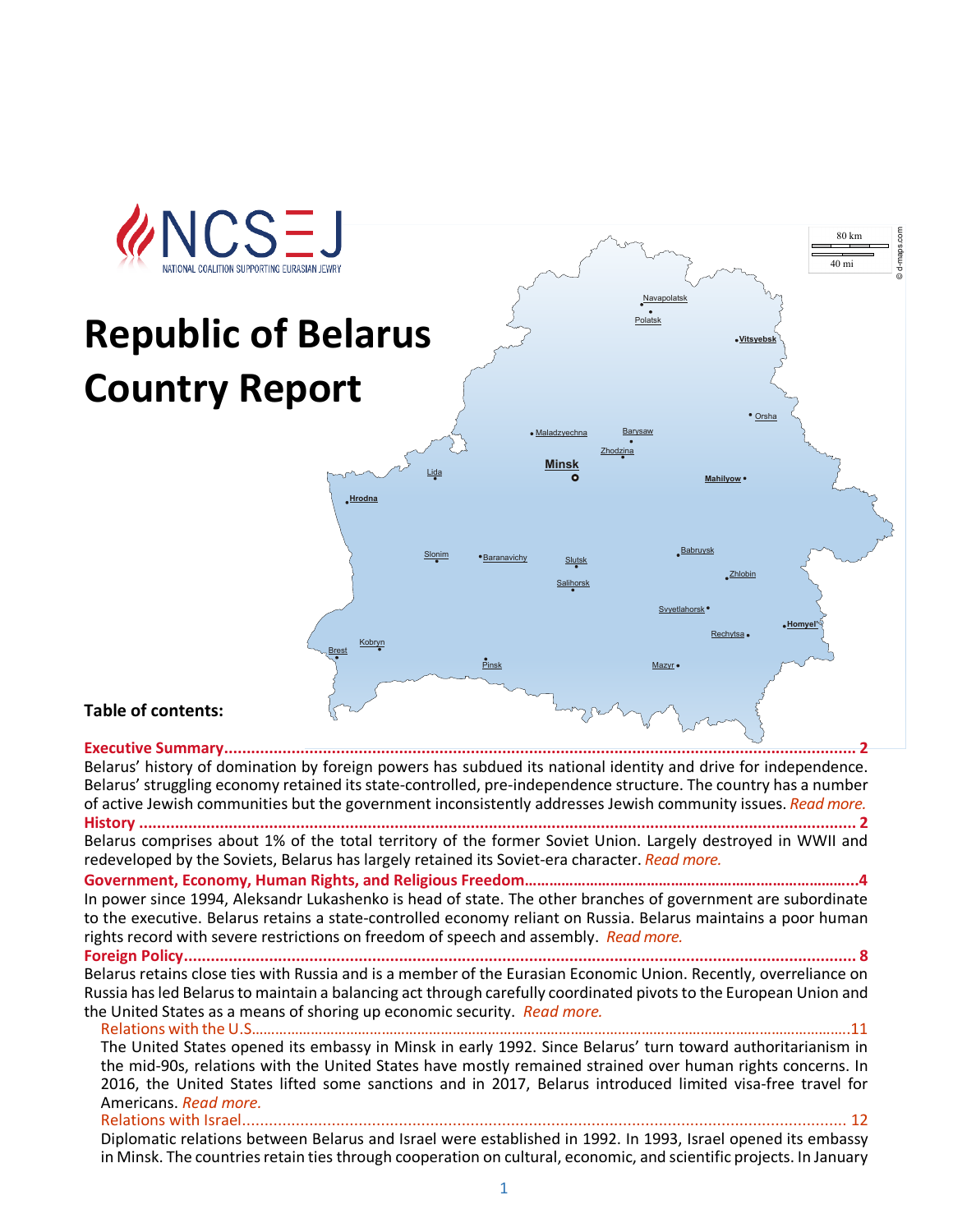NCSEJ
NATIONAL COALITION SUPPORTING EURASIAN JEWRY

# Republic of Belarus Country Report

**Table of contents:**

**Executive Summary................................................................................................................................ 2**
Belarus' history of domination by foreign powers has subdued its national identity and drive for independence. Belarus' struggling economy retained its state-controlled, pre-independence structure. The country has a number of active Jewish communities but the government inconsistently addresses Jewish community issues. *Read more.*

**History ...................................................................................................................................................... 2**
Belarus comprises about 1% of the total territory of the former Soviet Union. Largely destroyed in WWII and redeveloped by the Soviets, Belarus has largely retained its Soviet-era character. *Read more.*

**Government, Economy, Human Rights, and Religious Freedom..................................................................4**
In power since 1994, Aleksandr Lukashenko is head of state. The other branches of government are subordinate to the executive. Belarus retains a state-controlled economy reliant on Russia. Belarus maintains a poor human rights record with severe restrictions on freedom of speech and assembly. *Read more.*

**Foreign Policy.......................................................................................................................................... 8**
Belarus retains close ties with Russia and is a member of the Eurasian Economic Union. Recently, overreliance on Russia has led Belarus to maintain a balancing act through carefully coordinated pivots to the European Union and the United States as a means of shoring up economic security. *Read more.*

Relations with the U.S....................................................................................................................................11
The United States opened its embassy in Minsk in early 1992. Since Belarus' turn toward authoritarianism in the mid-90s, relations with the United States have mostly remained strained over human rights concerns. In 2016, the United States lifted some sanctions and in 2017, Belarus introduced limited visa-free travel for Americans. *Read more.*

Relations with Israel.................................................................................................................................... 12
Diplomatic relations between Belarus and Israel were established in 1992. In 1993, Israel opened its embassy in Minsk. The countries retain ties through cooperation on cultural, economic, and scientific projects. In January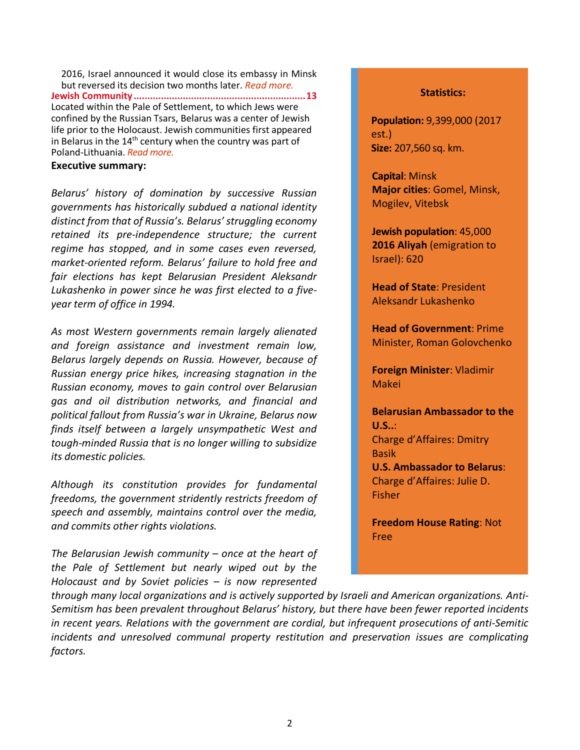2016, Israel announced it would close its embassy in Minsk but reversed its decision two months later. *Read more.*

**Jewish Community ............................................................. 13**
Located within the Pale of Settlement, to which Jews were confined by the Russian Tsars, Belarus was a center of Jewish life prior to the Holocaust. Jewish communities first appeared in Belarus in the 14th century when the country was part of Poland-Lithuania. *Read more.*

**Executive summary:**

*Belarus' history of domination by successive Russian governments has historically subdued a national identity distinct from that of Russia's. Belarus' struggling economy retained its pre-independence structure; the current regime has stopped, and in some cases even reversed, market-oriented reform. Belarus' failure to hold free and fair elections has kept Belarusian President Aleksandr Lukashenko in power since he was first elected to a five-year term of office in 1994.*

*As most Western governments remain largely alienated and foreign assistance and investment remain low, Belarus largely depends on Russia. However, because of Russian energy price hikes, increasing stagnation in the Russian economy, moves to gain control over Belarusian gas and oil distribution networks, and financial and political fallout from Russia's war in Ukraine, Belarus now finds itself between a largely unsympathetic West and tough-minded Russia that is no longer willing to subsidize its domestic policies.*

*Although its constitution provides for fundamental freedoms, the government stridently restricts freedom of speech and assembly, maintains control over the media, and commits other rights violations.*

*The Belarusian Jewish community – once at the heart of the Pale of Settlement but nearly wiped out by the Holocaust and by Soviet policies – is now represented through many local organizations and is actively supported by Israeli and American organizations. Anti-Semitism has been prevalent throughout Belarus' history, but there have been fewer reported incidents in recent years. Relations with the government are cordial, but infrequent prosecutions of anti-Semitic incidents and unresolved communal property restitution and preservation issues are complicating factors.*

**Statistics:**

**Population:** 9,399,000 (2017 est.)
**Size:** 207,560 sq. km.

**Capital**: Minsk
**Major cities**: Gomel, Minsk, Mogilev, Vitebsk

**Jewish population**: 45,000
**2016 Aliyah** (emigration to Israel): 620

**Head of State**: President Aleksandr Lukashenko

**Head of Government**: Prime Minister, Roman Golovchenko

**Foreign Minister**: Vladimir Makei

**Belarusian Ambassador to the U.S.**:
Charge d'Affaires: Dmitry Basik

**U.S. Ambassador to Belarus**:
Charge d'Affaires: Julie D. Fisher

**Freedom House Rating**: Not Free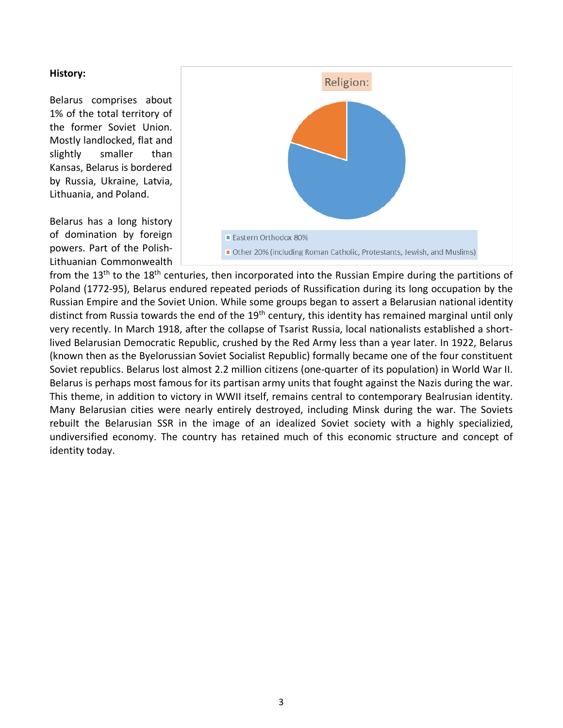**History:**

Religion:

- Eastern Orthodox 80%
- Other 20% (including Roman Catholic, Protestants, Jewish, and Muslims)

Belarus comprises about 1% of the total territory of the former Soviet Union. Mostly landlocked, flat and slightly smaller than Kansas, Belarus is bordered by Russia, Ukraine, Latvia, Lithuania, and Poland.

Belarus has a long history of domination by foreign powers. Part of the Polish-Lithuanian Commonwealth from the 13th to the 18th centuries, then incorporated into the Russian Empire during the partitions of Poland (1772-95), Belarus endured repeated periods of Russification during its long occupation by the Russian Empire and the Soviet Union. While some groups began to assert a Belarusian national identity distinct from Russia towards the end of the 19th century, this identity has remained marginal until only very recently. In March 1918, after the collapse of Tsarist Russia, local nationalists established a short-lived Belarusian Democratic Republic, crushed by the Red Army less than a year later. In 1922, Belarus (known then as the Byelorussian Soviet Socialist Republic) formally became one of the four constituent Soviet republics. Belarus lost almost 2.2 million citizens (one-quarter of its population) in World War II. Belarus is perhaps most famous for its partisan army units that fought against the Nazis during the war. This theme, in addition to victory in WWII itself, remains central to contemporary Bealrusian identity. Many Belarusian cities were nearly entirely destroyed, including Minsk during the war. The Soviets rebuilt the Belarusian SSR in the image of an idealized Soviet society with a highly specializied, undiversified economy. The country has retained much of this economic structure and concept of identity today.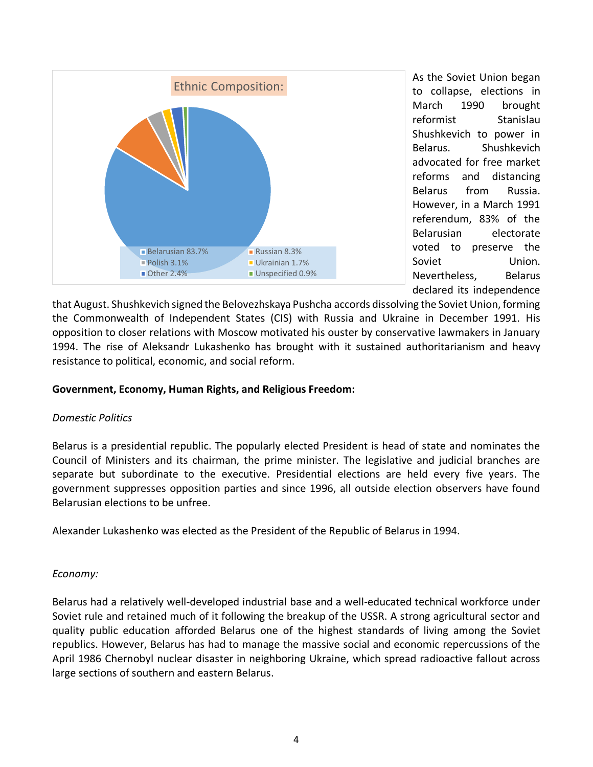Ethnic Composition:

- Belarusian 83.7%
- Russian 8.3%
- Polish 3.1%
- Ukrainian 1.7%
- Other 2.4%
- Unspecified 0.9%

As the Soviet Union began to collapse, elections in March 1990 brought reformist Stanislau Shushkevich to power in Belarus. Shushkevich advocated for free market reforms and distancing Belarus from Russia. However, in a March 1991 referendum, 83% of the Belarusian electorate voted to preserve the Soviet Union. Nevertheless, Belarus declared its independence that August. Shushkevich signed the Belovezhskaya Pushcha accords dissolving the Soviet Union, forming the Commonwealth of Independent States (CIS) with Russia and Ukraine in December 1991. His opposition to closer relations with Moscow motivated his ouster by conservative lawmakers in January 1994. The rise of Aleksandr Lukashenko has brought with it sustained authoritarianism and heavy resistance to political, economic, and social reform.

**Government, Economy, Human Rights, and Religious Freedom:**

*Domestic Politics*

Belarus is a presidential republic. The popularly elected President is head of state and nominates the Council of Ministers and its chairman, the prime minister. The legislative and judicial branches are separate but subordinate to the executive. Presidential elections are held every five years. The government suppresses opposition parties and since 1996, all outside election observers have found Belarusian elections to be unfree.

Alexander Lukashenko was elected as the President of the Republic of Belarus in 1994.

*Economy:*

Belarus had a relatively well-developed industrial base and a well-educated technical workforce under Soviet rule and retained much of it following the breakup of the USSR. A strong agricultural sector and quality public education afforded Belarus one of the highest standards of living among the Soviet republics. However, Belarus has had to manage the massive social and economic repercussions of the April 1986 Chernobyl nuclear disaster in neighboring Ukraine, which spread radioactive fallout across large sections of southern and eastern Belarus.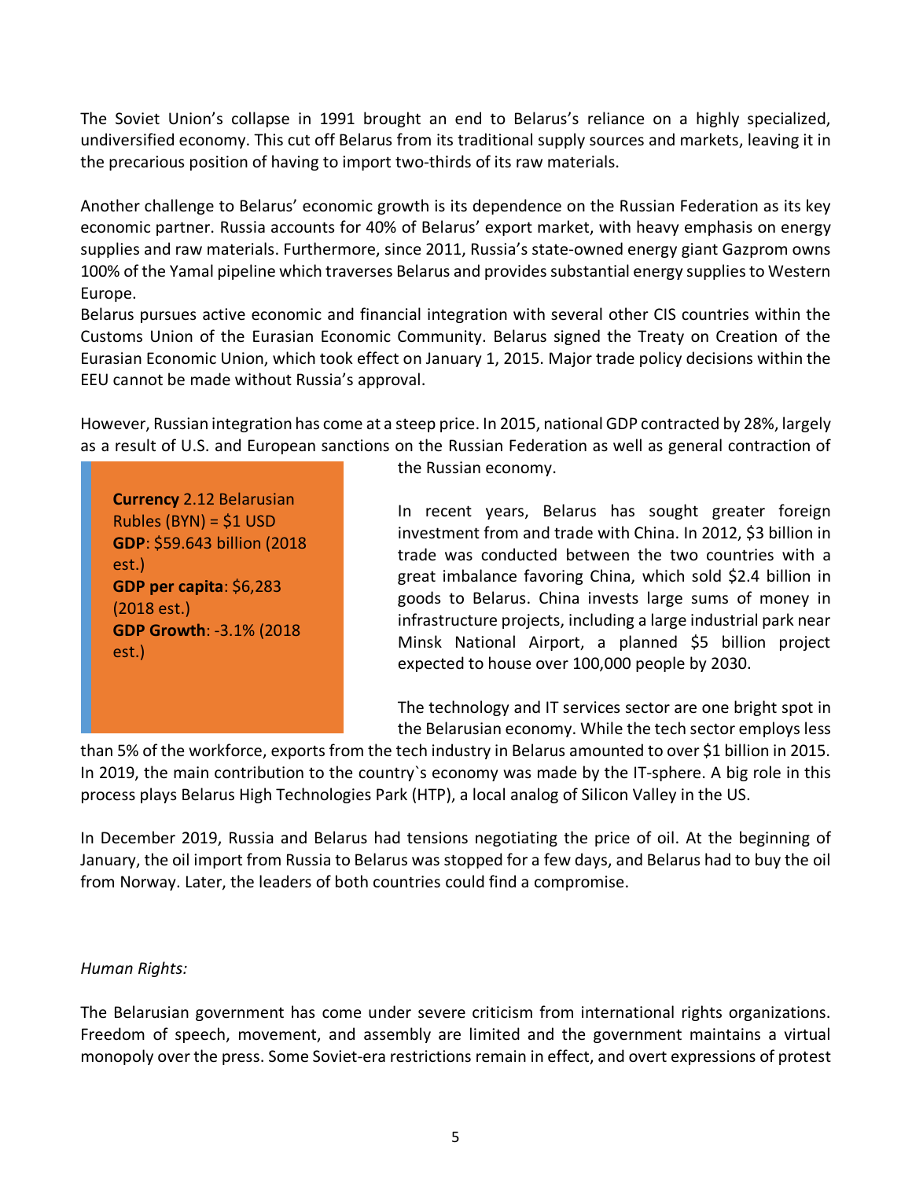The Soviet Union's collapse in 1991 brought an end to Belarus's reliance on a highly specialized, undiversified economy. This cut off Belarus from its traditional supply sources and markets, leaving it in the precarious position of having to import two-thirds of its raw materials.

Another challenge to Belarus' economic growth is its dependence on the Russian Federation as its key economic partner. Russia accounts for 40% of Belarus' export market, with heavy emphasis on energy supplies and raw materials. Furthermore, since 2011, Russia's state-owned energy giant Gazprom owns 100% of the Yamal pipeline which traverses Belarus and provides substantial energy supplies to Western Europe.

Belarus pursues active economic and financial integration with several other CIS countries within the Customs Union of the Eurasian Economic Community. Belarus signed the Treaty on Creation of the Eurasian Economic Union, which took effect on January 1, 2015. Major trade policy decisions within the EEU cannot be made without Russia's approval.

However, Russian integration has come at a steep price. In 2015, national GDP contracted by 28%, largely as a result of U.S. and European sanctions on the Russian Federation as well as general contraction of the Russian economy.

**Currency** 2.12 Belarusian Rubles (BYN) = $1 USD
**GDP**: $59.643 billion (2018 est.)
**GDP per capita**: $6,283 (2018 est.)
**GDP Growth**: -3.1% (2018 est.)

In recent years, Belarus has sought greater foreign investment from and trade with China. In 2012, $3 billion in trade was conducted between the two countries with a great imbalance favoring China, which sold $2.4 billion in goods to Belarus. China invests large sums of money in infrastructure projects, including a large industrial park near Minsk National Airport, a planned $5 billion project expected to house over 100,000 people by 2030.

The technology and IT services sector are one bright spot in the Belarusian economy. While the tech sector employs less than 5% of the workforce, exports from the tech industry in Belarus amounted to over $1 billion in 2015. In 2019, the main contribution to the country`s economy was made by the IT-sphere. A big role in this process plays Belarus High Technologies Park (HTP), a local analog of Silicon Valley in the US.

In December 2019, Russia and Belarus had tensions negotiating the price of oil. At the beginning of January, the oil import from Russia to Belarus was stopped for a few days, and Belarus had to buy the oil from Norway. Later, the leaders of both countries could find a compromise.

*Human Rights:*

The Belarusian government has come under severe criticism from international rights organizations. Freedom of speech, movement, and assembly are limited and the government maintains a virtual monopoly over the press. Some Soviet-era restrictions remain in effect, and overt expressions of protest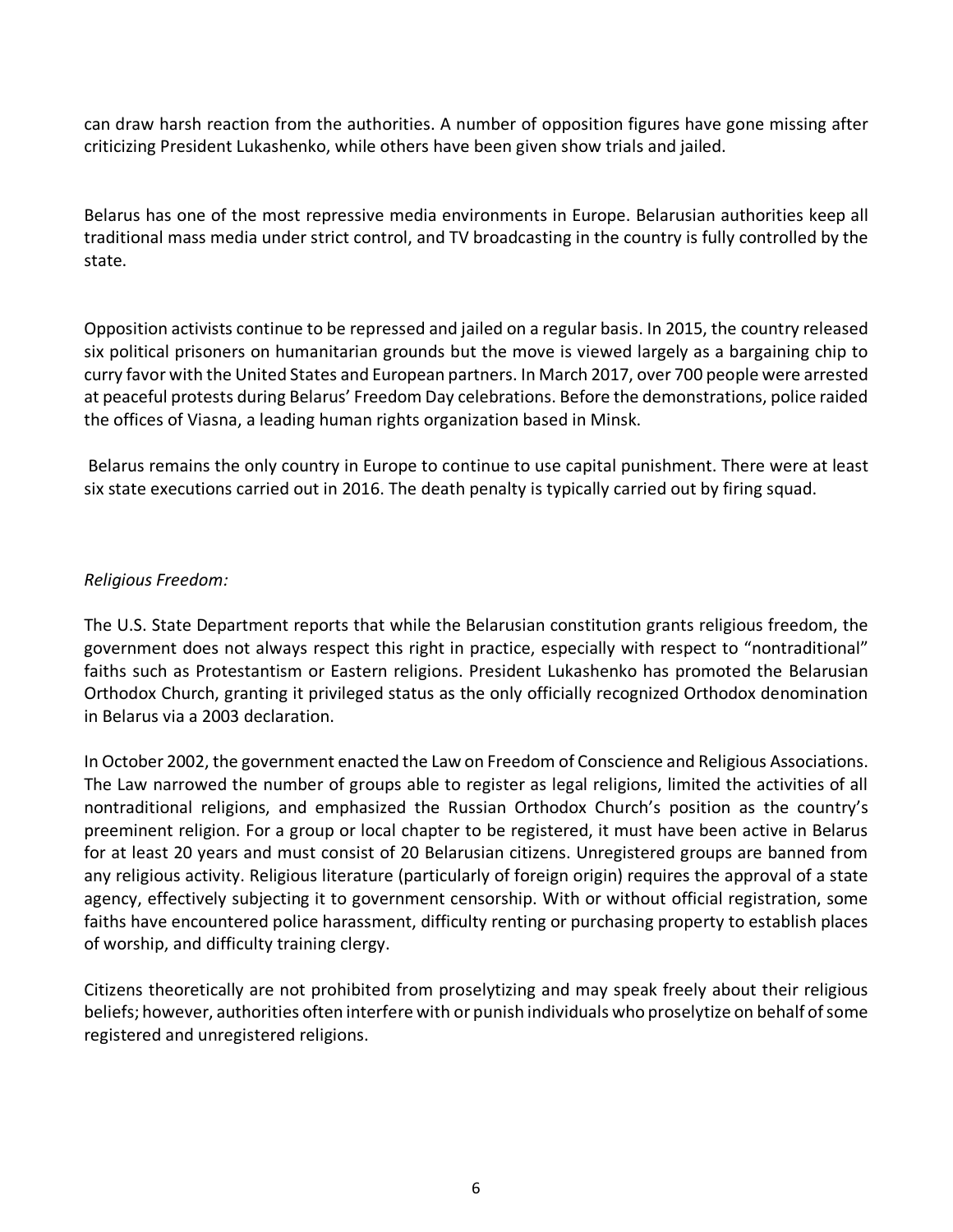can draw harsh reaction from the authorities. A number of opposition figures have gone missing after criticizing President Lukashenko, while others have been given show trials and jailed.

Belarus has one of the most repressive media environments in Europe. Belarusian authorities keep all traditional mass media under strict control, and TV broadcasting in the country is fully controlled by the state.

Opposition activists continue to be repressed and jailed on a regular basis. In 2015, the country released six political prisoners on humanitarian grounds but the move is viewed largely as a bargaining chip to curry favor with the United States and European partners. In March 2017, over 700 people were arrested at peaceful protests during Belarus' Freedom Day celebrations. Before the demonstrations, police raided the offices of Viasna, a leading human rights organization based in Minsk.

Belarus remains the only country in Europe to continue to use capital punishment. There were at least six state executions carried out in 2016. The death penalty is typically carried out by firing squad.

*Religious Freedom:*

The U.S. State Department reports that while the Belarusian constitution grants religious freedom, the government does not always respect this right in practice, especially with respect to "nontraditional" faiths such as Protestantism or Eastern religions. President Lukashenko has promoted the Belarusian Orthodox Church, granting it privileged status as the only officially recognized Orthodox denomination in Belarus via a 2003 declaration.

In October 2002, the government enacted the Law on Freedom of Conscience and Religious Associations. The Law narrowed the number of groups able to register as legal religions, limited the activities of all nontraditional religions, and emphasized the Russian Orthodox Church's position as the country's preeminent religion. For a group or local chapter to be registered, it must have been active in Belarus for at least 20 years and must consist of 20 Belarusian citizens. Unregistered groups are banned from any religious activity. Religious literature (particularly of foreign origin) requires the approval of a state agency, effectively subjecting it to government censorship. With or without official registration, some faiths have encountered police harassment, difficulty renting or purchasing property to establish places of worship, and difficulty training clergy.

Citizens theoretically are not prohibited from proselytizing and may speak freely about their religious beliefs; however, authorities often interfere with or punish individuals who proselytize on behalf of some registered and unregistered religions.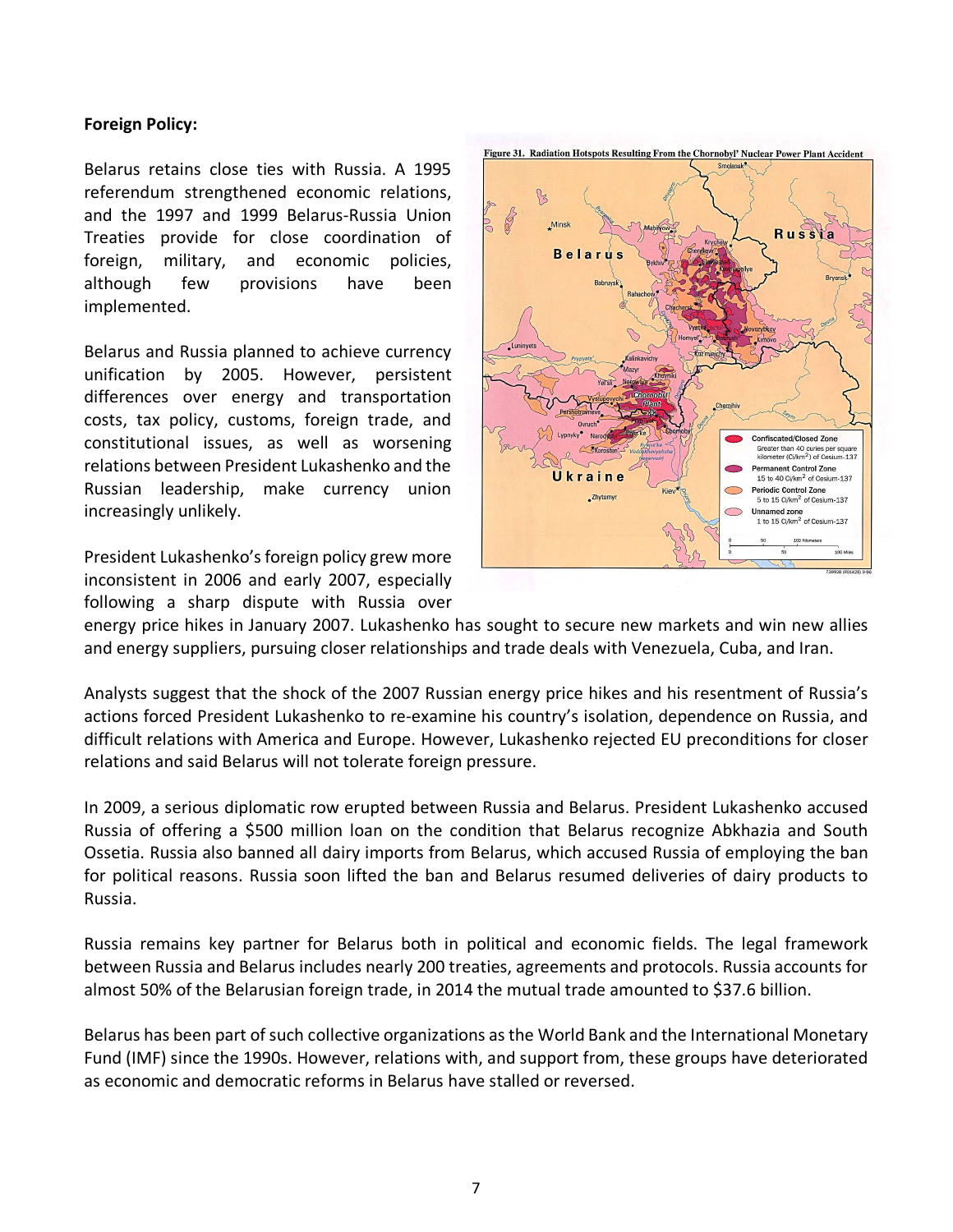**Foreign Policy:**

Belarus retains close ties with Russia. A 1995 referendum strengthened economic relations, and the 1997 and 1999 Belarus-Russia Union Treaties provide for close coordination of foreign, military, and economic policies, although few provisions have been implemented.

Belarus and Russia planned to achieve currency unification by 2005. However, persistent differences over energy and transportation costs, tax policy, customs, foreign trade, and constitutional issues, as well as worsening relations between President Lukashenko and the Russian leadership, make currency union increasingly unlikely.

Figure 31. Radiation Hotspots Resulting From the Chornobyl' Nuclear Power Plant Accident

President Lukashenko's foreign policy grew more inconsistent in 2006 and early 2007, especially following a sharp dispute with Russia over energy price hikes in January 2007. Lukashenko has sought to secure new markets and win new allies and energy suppliers, pursuing closer relationships and trade deals with Venezuela, Cuba, and Iran.

Analysts suggest that the shock of the 2007 Russian energy price hikes and his resentment of Russia's actions forced President Lukashenko to re-examine his country's isolation, dependence on Russia, and difficult relations with America and Europe. However, Lukashenko rejected EU preconditions for closer relations and said Belarus will not tolerate foreign pressure.

In 2009, a serious diplomatic row erupted between Russia and Belarus. President Lukashenko accused Russia of offering a $500 million loan on the condition that Belarus recognize Abkhazia and South Ossetia. Russia also banned all dairy imports from Belarus, which accused Russia of employing the ban for political reasons. Russia soon lifted the ban and Belarus resumed deliveries of dairy products to Russia.

Russia remains key partner for Belarus both in political and economic fields. The legal framework between Russia and Belarus includes nearly 200 treaties, agreements and protocols. Russia accounts for almost 50% of the Belarusian foreign trade, in 2014 the mutual trade amounted to $37.6 billion.

Belarus has been part of such collective organizations as the World Bank and the International Monetary Fund (IMF) since the 1990s. However, relations with, and support from, these groups have deteriorated as economic and democratic reforms in Belarus have stalled or reversed.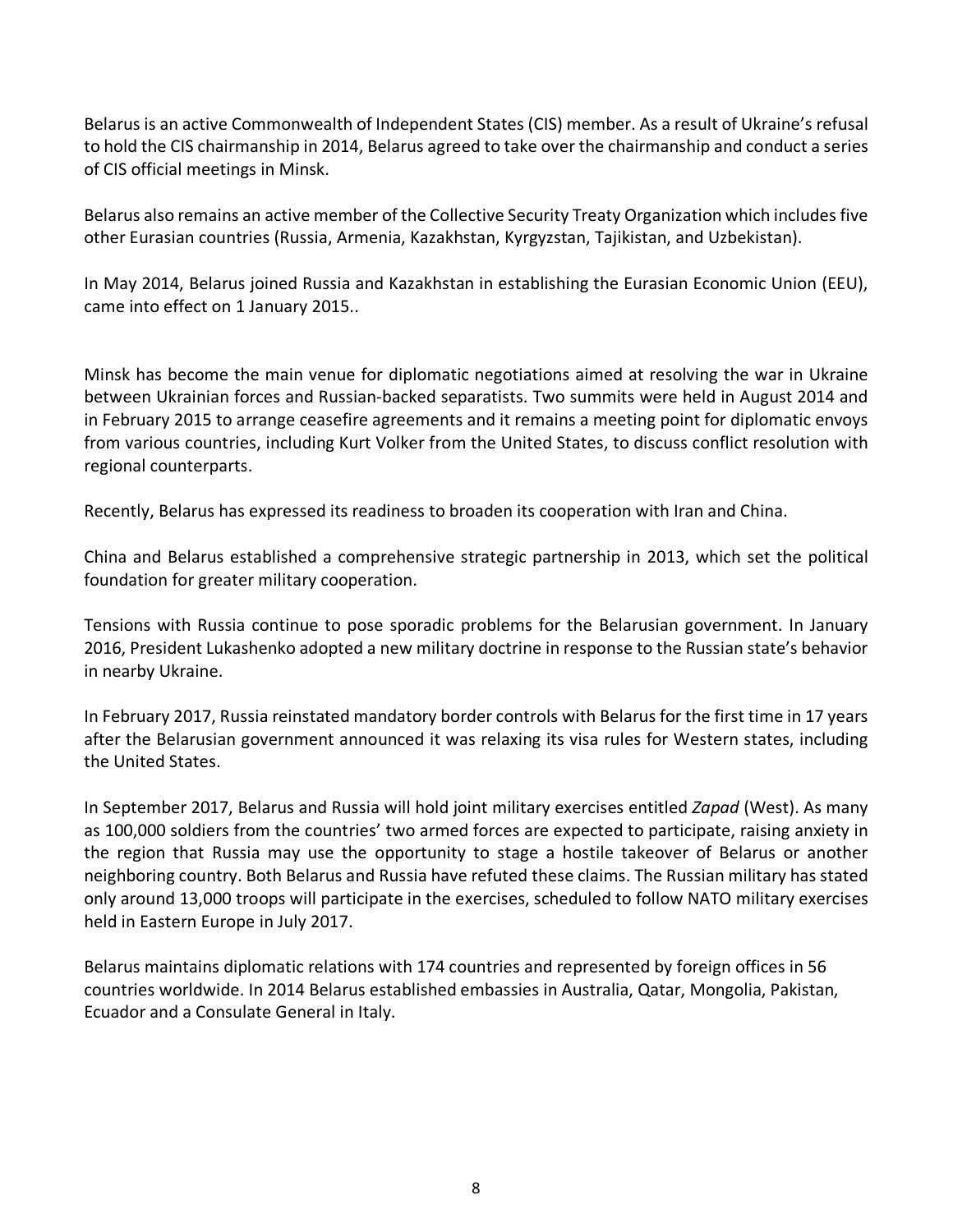Belarus is an active Commonwealth of Independent States (CIS) member. As a result of Ukraine's refusal to hold the CIS chairmanship in 2014, Belarus agreed to take over the chairmanship and conduct a series of CIS official meetings in Minsk.

Belarus also remains an active member of the Collective Security Treaty Organization which includes five other Eurasian countries (Russia, Armenia, Kazakhstan, Kyrgyzstan, Tajikistan, and Uzbekistan).

In May 2014, Belarus joined Russia and Kazakhstan in establishing the Eurasian Economic Union (EEU), came into effect on 1 January 2015..

Minsk has become the main venue for diplomatic negotiations aimed at resolving the war in Ukraine between Ukrainian forces and Russian-backed separatists. Two summits were held in August 2014 and in February 2015 to arrange ceasefire agreements and it remains a meeting point for diplomatic envoys from various countries, including Kurt Volker from the United States, to discuss conflict resolution with regional counterparts.

Recently, Belarus has expressed its readiness to broaden its cooperation with Iran and China.

China and Belarus established a comprehensive strategic partnership in 2013, which set the political foundation for greater military cooperation.

Tensions with Russia continue to pose sporadic problems for the Belarusian government. In January 2016, President Lukashenko adopted a new military doctrine in response to the Russian state's behavior in nearby Ukraine.

In February 2017, Russia reinstated mandatory border controls with Belarus for the first time in 17 years after the Belarusian government announced it was relaxing its visa rules for Western states, including the United States.

In September 2017, Belarus and Russia will hold joint military exercises entitled *Zapad* (West). As many as 100,000 soldiers from the countries' two armed forces are expected to participate, raising anxiety in the region that Russia may use the opportunity to stage a hostile takeover of Belarus or another neighboring country. Both Belarus and Russia have refuted these claims. The Russian military has stated only around 13,000 troops will participate in the exercises, scheduled to follow NATO military exercises held in Eastern Europe in July 2017.

Belarus maintains diplomatic relations with 174 countries and represented by foreign offices in 56 countries worldwide. In 2014 Belarus established embassies in Australia, Qatar, Mongolia, Pakistan, Ecuador and a Consulate General in Italy.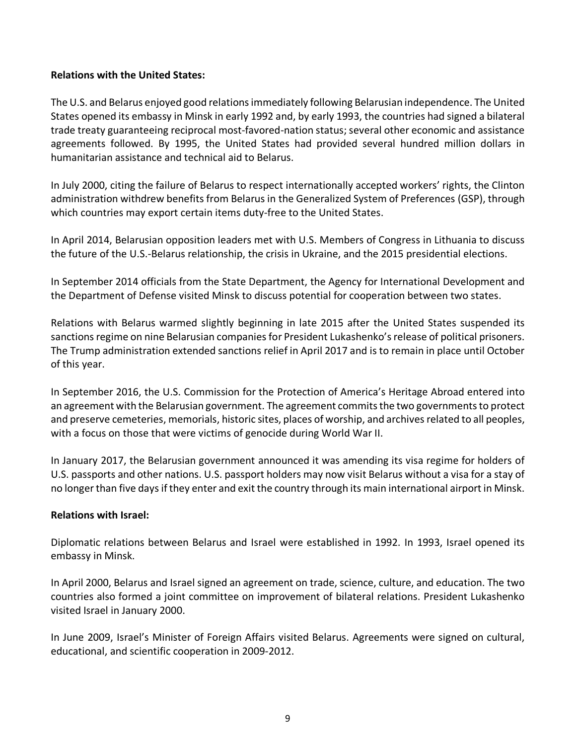**Relations with the United States:**

The U.S. and Belarus enjoyed good relations immediately following Belarusian independence. The United States opened its embassy in Minsk in early 1992 and, by early 1993, the countries had signed a bilateral trade treaty guaranteeing reciprocal most-favored-nation status; several other economic and assistance agreements followed. By 1995, the United States had provided several hundred million dollars in humanitarian assistance and technical aid to Belarus.

In July 2000, citing the failure of Belarus to respect internationally accepted workers' rights, the Clinton administration withdrew benefits from Belarus in the Generalized System of Preferences (GSP), through which countries may export certain items duty-free to the United States.

In April 2014, Belarusian opposition leaders met with U.S. Members of Congress in Lithuania to discuss the future of the U.S.-Belarus relationship, the crisis in Ukraine, and the 2015 presidential elections.

In September 2014 officials from the State Department, the Agency for International Development and the Department of Defense visited Minsk to discuss potential for cooperation between two states.

Relations with Belarus warmed slightly beginning in late 2015 after the United States suspended its sanctions regime on nine Belarusian companies for President Lukashenko's release of political prisoners. The Trump administration extended sanctions relief in April 2017 and is to remain in place until October of this year.

In September 2016, the U.S. Commission for the Protection of America's Heritage Abroad entered into an agreement with the Belarusian government. The agreement commits the two governments to protect and preserve cemeteries, memorials, historic sites, places of worship, and archives related to all peoples, with a focus on those that were victims of genocide during World War II.

In January 2017, the Belarusian government announced it was amending its visa regime for holders of U.S. passports and other nations. U.S. passport holders may now visit Belarus without a visa for a stay of no longer than five days if they enter and exit the country through its main international airport in Minsk.

**Relations with Israel:**

Diplomatic relations between Belarus and Israel were established in 1992. In 1993, Israel opened its embassy in Minsk.

In April 2000, Belarus and Israel signed an agreement on trade, science, culture, and education. The two countries also formed a joint committee on improvement of bilateral relations. President Lukashenko visited Israel in January 2000.

In June 2009, Israel's Minister of Foreign Affairs visited Belarus. Agreements were signed on cultural, educational, and scientific cooperation in 2009-2012.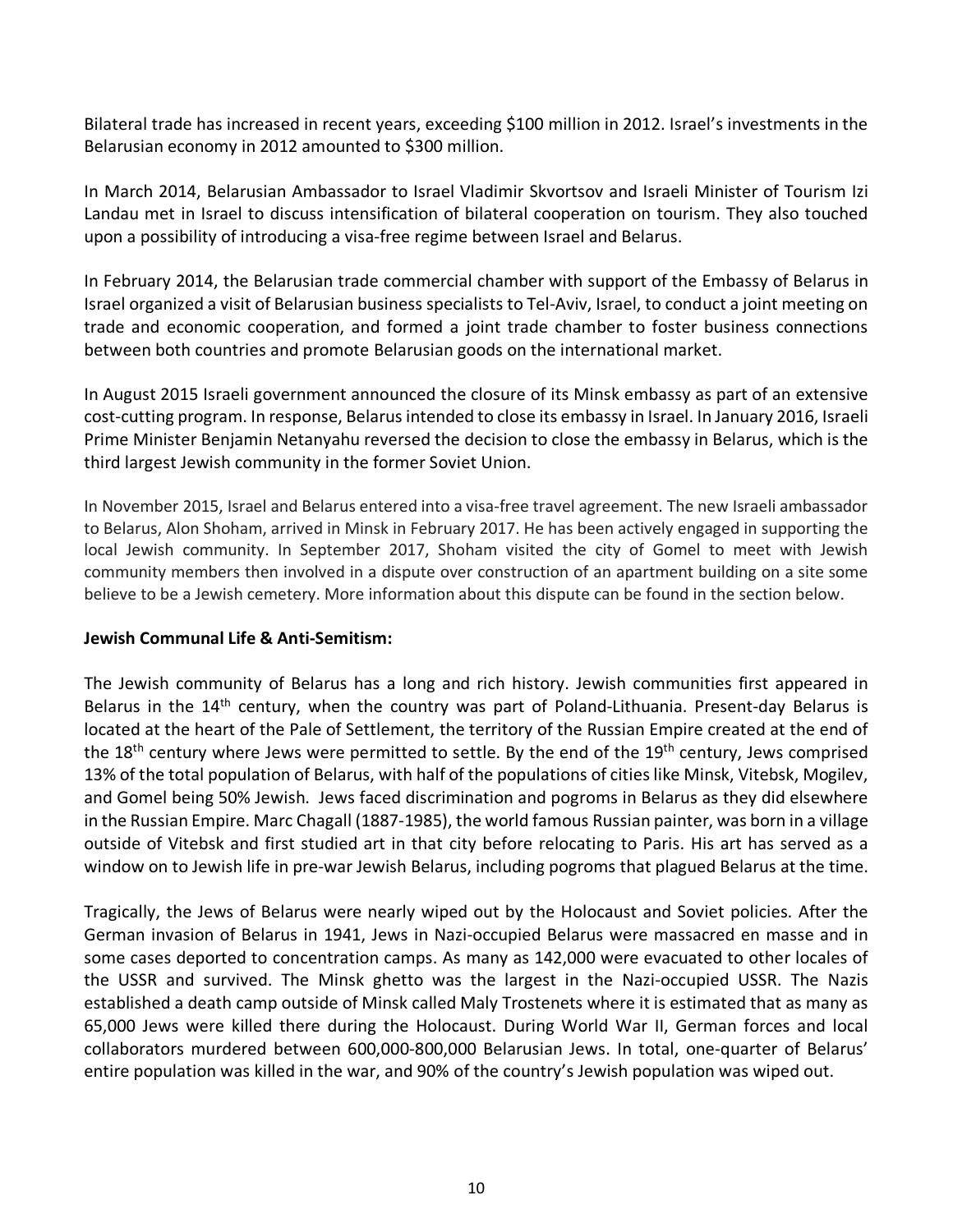Bilateral trade has increased in recent years, exceeding $100 million in 2012. Israel's investments in the Belarusian economy in 2012 amounted to $300 million.

In March 2014, Belarusian Ambassador to Israel Vladimir Skvortsov and Israeli Minister of Tourism Izi Landau met in Israel to discuss intensification of bilateral cooperation on tourism. They also touched upon a possibility of introducing a visa-free regime between Israel and Belarus.

In February 2014, the Belarusian trade commercial chamber with support of the Embassy of Belarus in Israel organized a visit of Belarusian business specialists to Tel-Aviv, Israel, to conduct a joint meeting on trade and economic cooperation, and formed a joint trade chamber to foster business connections between both countries and promote Belarusian goods on the international market.

In August 2015 Israeli government announced the closure of its Minsk embassy as part of an extensive cost-cutting program. In response, Belarus intended to close its embassy in Israel. In January 2016, Israeli Prime Minister Benjamin Netanyahu reversed the decision to close the embassy in Belarus, which is the third largest Jewish community in the former Soviet Union.

In November 2015, Israel and Belarus entered into a visa-free travel agreement. The new Israeli ambassador to Belarus, Alon Shoham, arrived in Minsk in February 2017. He has been actively engaged in supporting the local Jewish community. In September 2017, Shoham visited the city of Gomel to meet with Jewish community members then involved in a dispute over construction of an apartment building on a site some believe to be a Jewish cemetery. More information about this dispute can be found in the section below.

**Jewish Communal Life & Anti-Semitism:**

The Jewish community of Belarus has a long and rich history. Jewish communities first appeared in Belarus in the 14th century, when the country was part of Poland-Lithuania. Present-day Belarus is located at the heart of the Pale of Settlement, the territory of the Russian Empire created at the end of the 18th century where Jews were permitted to settle. By the end of the 19th century, Jews comprised 13% of the total population of Belarus, with half of the populations of cities like Minsk, Vitebsk, Mogilev, and Gomel being 50% Jewish. Jews faced discrimination and pogroms in Belarus as they did elsewhere in the Russian Empire. Marc Chagall (1887-1985), the world famous Russian painter, was born in a village outside of Vitebsk and first studied art in that city before relocating to Paris. His art has served as a window on to Jewish life in pre-war Jewish Belarus, including pogroms that plagued Belarus at the time.

Tragically, the Jews of Belarus were nearly wiped out by the Holocaust and Soviet policies. After the German invasion of Belarus in 1941, Jews in Nazi-occupied Belarus were massacred en masse and in some cases deported to concentration camps. As many as 142,000 were evacuated to other locales of the USSR and survived. The Minsk ghetto was the largest in the Nazi-occupied USSR. The Nazis established a death camp outside of Minsk called Maly Trostenets where it is estimated that as many as 65,000 Jews were killed there during the Holocaust. During World War II, German forces and local collaborators murdered between 600,000-800,000 Belarusian Jews. In total, one-quarter of Belarus' entire population was killed in the war, and 90% of the country's Jewish population was wiped out.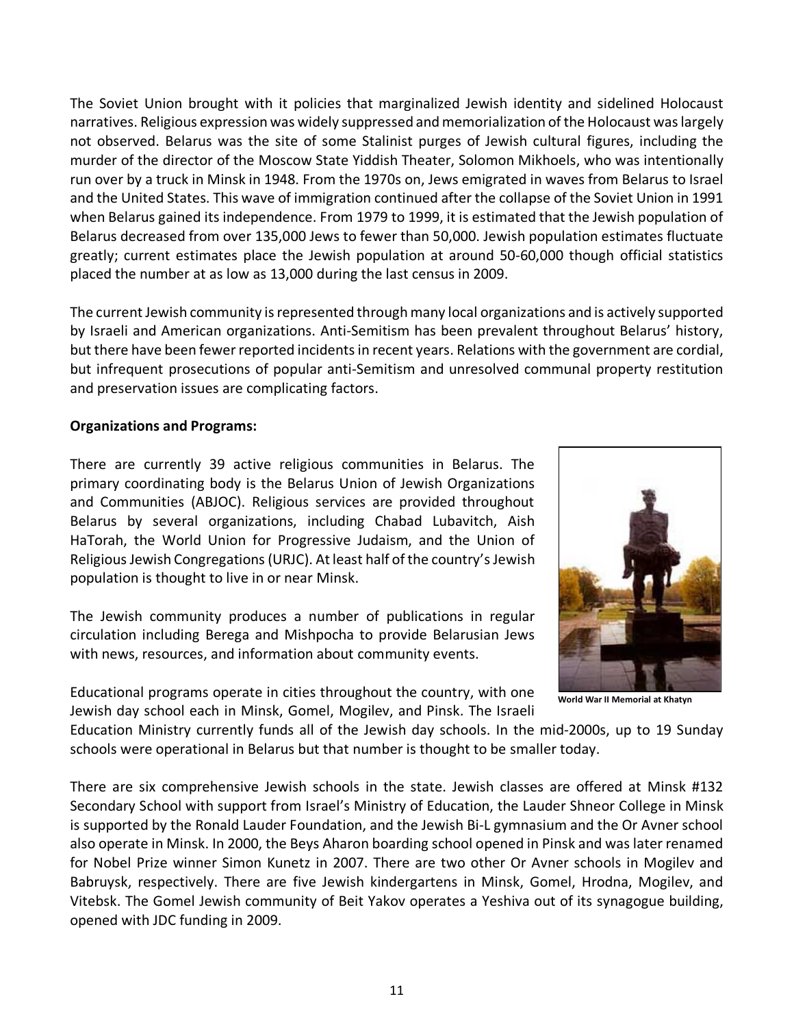The Soviet Union brought with it policies that marginalized Jewish identity and sidelined Holocaust narratives. Religious expression was widely suppressed and memorialization of the Holocaust was largely not observed. Belarus was the site of some Stalinist purges of Jewish cultural figures, including the murder of the director of the Moscow State Yiddish Theater, Solomon Mikhoels, who was intentionally run over by a truck in Minsk in 1948. From the 1970s on, Jews emigrated in waves from Belarus to Israel and the United States. This wave of immigration continued after the collapse of the Soviet Union in 1991 when Belarus gained its independence. From 1979 to 1999, it is estimated that the Jewish population of Belarus decreased from over 135,000 Jews to fewer than 50,000. Jewish population estimates fluctuate greatly; current estimates place the Jewish population at around 50-60,000 though official statistics placed the number at as low as 13,000 during the last census in 2009.

The current Jewish community is represented through many local organizations and is actively supported by Israeli and American organizations. Anti-Semitism has been prevalent throughout Belarus' history, but there have been fewer reported incidents in recent years. Relations with the government are cordial, but infrequent prosecutions of popular anti-Semitism and unresolved communal property restitution and preservation issues are complicating factors.

**Organizations and Programs:**

There are currently 39 active religious communities in Belarus. The primary coordinating body is the Belarus Union of Jewish Organizations and Communities (ABJOC). Religious services are provided throughout Belarus by several organizations, including Chabad Lubavitch, Aish HaTorah, the World Union for Progressive Judaism, and the Union of Religious Jewish Congregations (URJC). At least half of the country's Jewish population is thought to live in or near Minsk.

The Jewish community produces a number of publications in regular circulation including Berega and Mishpocha to provide Belarusian Jews with news, resources, and information about community events.

World War II Memorial at Khatyn

Educational programs operate in cities throughout the country, with one Jewish day school each in Minsk, Gomel, Mogilev, and Pinsk. The Israeli Education Ministry currently funds all of the Jewish day schools. In the mid-2000s, up to 19 Sunday schools were operational in Belarus but that number is thought to be smaller today.

There are six comprehensive Jewish schools in the state. Jewish classes are offered at Minsk #132 Secondary School with support from Israel's Ministry of Education, the Lauder Shneor College in Minsk is supported by the Ronald Lauder Foundation, and the Jewish Bi-L gymnasium and the Or Avner school also operate in Minsk. In 2000, the Beys Aharon boarding school opened in Pinsk and was later renamed for Nobel Prize winner Simon Kunetz in 2007. There are two other Or Avner schools in Mogilev and Babruysk, respectively. There are five Jewish kindergartens in Minsk, Gomel, Hrodna, Mogilev, and Vitebsk. The Gomel Jewish community of Beit Yakov operates a Yeshiva out of its synagogue building, opened with JDC funding in 2009.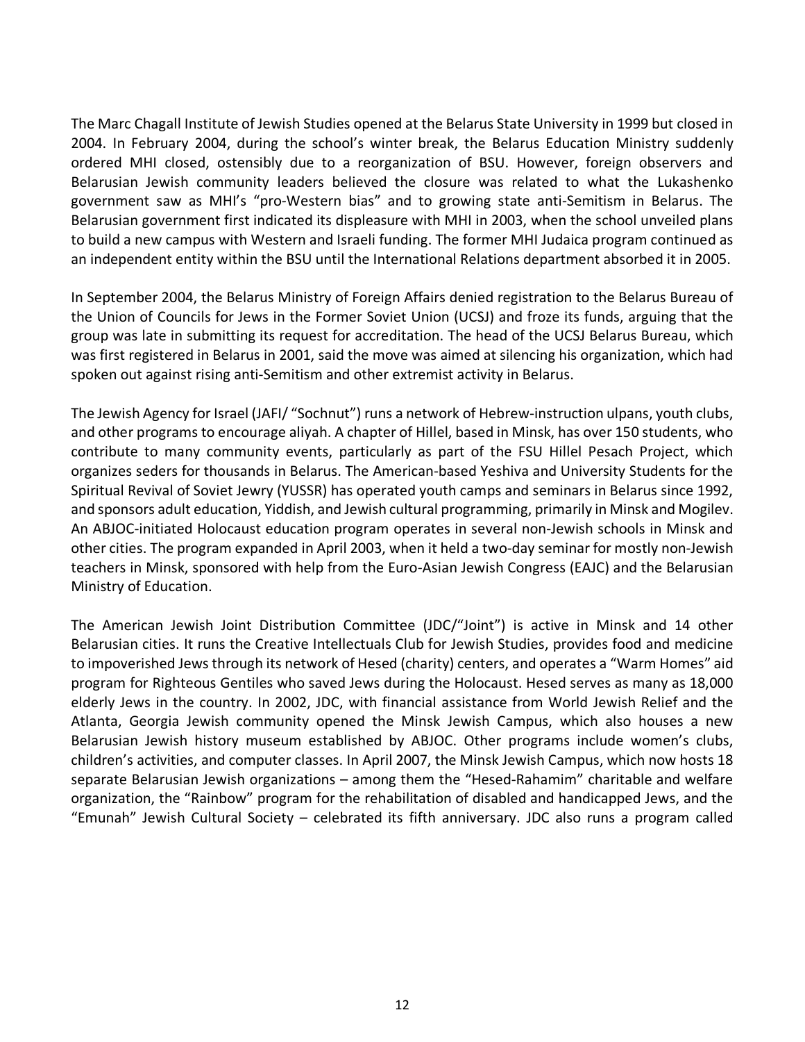The Marc Chagall Institute of Jewish Studies opened at the Belarus State University in 1999 but closed in 2004. In February 2004, during the school's winter break, the Belarus Education Ministry suddenly ordered MHI closed, ostensibly due to a reorganization of BSU. However, foreign observers and Belarusian Jewish community leaders believed the closure was related to what the Lukashenko government saw as MHI's "pro-Western bias" and to growing state anti-Semitism in Belarus. The Belarusian government first indicated its displeasure with MHI in 2003, when the school unveiled plans to build a new campus with Western and Israeli funding. The former MHI Judaica program continued as an independent entity within the BSU until the International Relations department absorbed it in 2005.

In September 2004, the Belarus Ministry of Foreign Affairs denied registration to the Belarus Bureau of the Union of Councils for Jews in the Former Soviet Union (UCSJ) and froze its funds, arguing that the group was late in submitting its request for accreditation. The head of the UCSJ Belarus Bureau, which was first registered in Belarus in 2001, said the move was aimed at silencing his organization, which had spoken out against rising anti-Semitism and other extremist activity in Belarus.

The Jewish Agency for Israel (JAFI/ "Sochnut") runs a network of Hebrew-instruction ulpans, youth clubs, and other programs to encourage aliyah. A chapter of Hillel, based in Minsk, has over 150 students, who contribute to many community events, particularly as part of the FSU Hillel Pesach Project, which organizes seders for thousands in Belarus. The American-based Yeshiva and University Students for the Spiritual Revival of Soviet Jewry (YUSSR) has operated youth camps and seminars in Belarus since 1992, and sponsors adult education, Yiddish, and Jewish cultural programming, primarily in Minsk and Mogilev. An ABJOC-initiated Holocaust education program operates in several non-Jewish schools in Minsk and other cities. The program expanded in April 2003, when it held a two-day seminar for mostly non-Jewish teachers in Minsk, sponsored with help from the Euro-Asian Jewish Congress (EAJC) and the Belarusian Ministry of Education.

The American Jewish Joint Distribution Committee (JDC/"Joint") is active in Minsk and 14 other Belarusian cities. It runs the Creative Intellectuals Club for Jewish Studies, provides food and medicine to impoverished Jews through its network of Hesed (charity) centers, and operates a "Warm Homes" aid program for Righteous Gentiles who saved Jews during the Holocaust. Hesed serves as many as 18,000 elderly Jews in the country. In 2002, JDC, with financial assistance from World Jewish Relief and the Atlanta, Georgia Jewish community opened the Minsk Jewish Campus, which also houses a new Belarusian Jewish history museum established by ABJOC. Other programs include women's clubs, children's activities, and computer classes. In April 2007, the Minsk Jewish Campus, which now hosts 18 separate Belarusian Jewish organizations – among them the "Hesed-Rahamim" charitable and welfare organization, the "Rainbow" program for the rehabilitation of disabled and handicapped Jews, and the "Emunah" Jewish Cultural Society – celebrated its fifth anniversary. JDC also runs a program called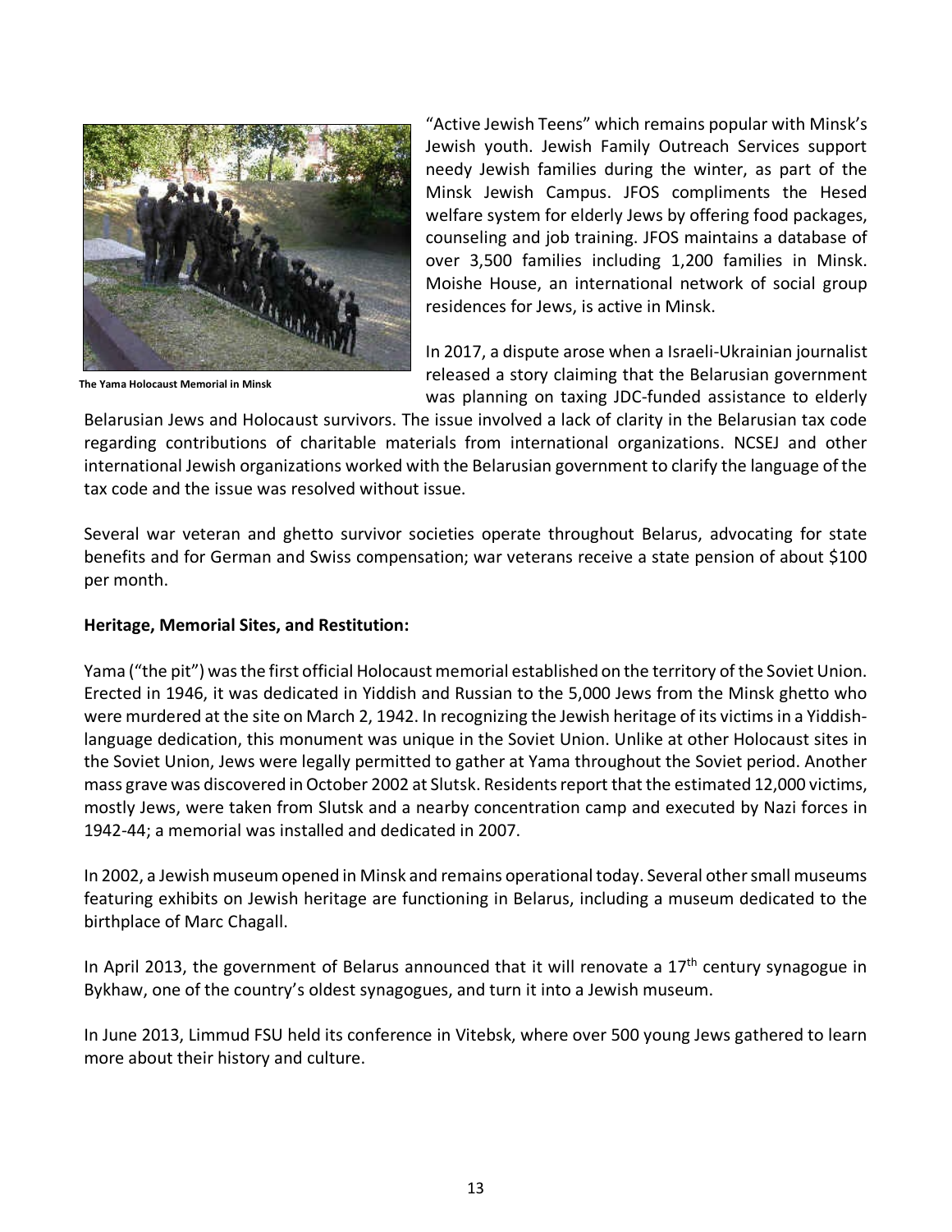The Yama Holocaust Memorial in Minsk

"Active Jewish Teens" which remains popular with Minsk's Jewish youth. Jewish Family Outreach Services support needy Jewish families during the winter, as part of the Minsk Jewish Campus. JFOS compliments the Hesed welfare system for elderly Jews by offering food packages, counseling and job training. JFOS maintains a database of over 3,500 families including 1,200 families in Minsk. Moishe House, an international network of social group residences for Jews, is active in Minsk.

In 2017, a dispute arose when a Israeli-Ukrainian journalist released a story claiming that the Belarusian government was planning on taxing JDC-funded assistance to elderly Belarusian Jews and Holocaust survivors. The issue involved a lack of clarity in the Belarusian tax code regarding contributions of charitable materials from international organizations. NCSEJ and other international Jewish organizations worked with the Belarusian government to clarify the language of the tax code and the issue was resolved without issue.

Several war veteran and ghetto survivor societies operate throughout Belarus, advocating for state benefits and for German and Swiss compensation; war veterans receive a state pension of about $100 per month.

**Heritage, Memorial Sites, and Restitution:**

Yama ("the pit") was the first official Holocaust memorial established on the territory of the Soviet Union. Erected in 1946, it was dedicated in Yiddish and Russian to the 5,000 Jews from the Minsk ghetto who were murdered at the site on March 2, 1942. In recognizing the Jewish heritage of its victims in a Yiddish-language dedication, this monument was unique in the Soviet Union. Unlike at other Holocaust sites in the Soviet Union, Jews were legally permitted to gather at Yama throughout the Soviet period. Another mass grave was discovered in October 2002 at Slutsk. Residents report that the estimated 12,000 victims, mostly Jews, were taken from Slutsk and a nearby concentration camp and executed by Nazi forces in 1942-44; a memorial was installed and dedicated in 2007.

In 2002, a Jewish museum opened in Minsk and remains operational today. Several other small museums featuring exhibits on Jewish heritage are functioning in Belarus, including a museum dedicated to the birthplace of Marc Chagall.

In April 2013, the government of Belarus announced that it will renovate a 17th century synagogue in Bykhaw, one of the country's oldest synagogues, and turn it into a Jewish museum.

In June 2013, Limmud FSU held its conference in Vitebsk, where over 500 young Jews gathered to learn more about their history and culture.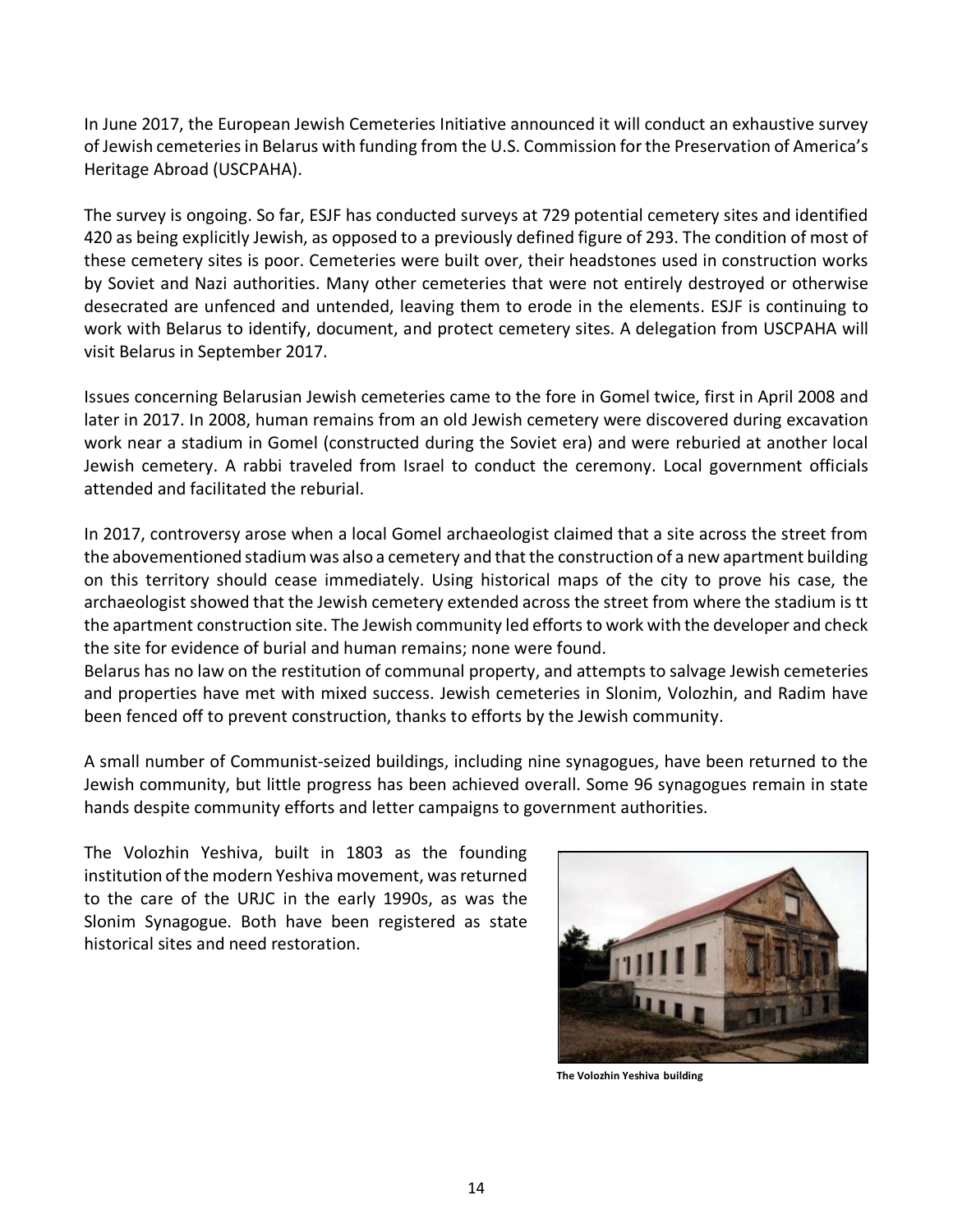In June 2017, the European Jewish Cemeteries Initiative announced it will conduct an exhaustive survey of Jewish cemeteries in Belarus with funding from the U.S. Commission for the Preservation of America's Heritage Abroad (USCPAHA).

The survey is ongoing. So far, ESJF has conducted surveys at 729 potential cemetery sites and identified 420 as being explicitly Jewish, as opposed to a previously defined figure of 293. The condition of most of these cemetery sites is poor. Cemeteries were built over, their headstones used in construction works by Soviet and Nazi authorities. Many other cemeteries that were not entirely destroyed or otherwise desecrated are unfenced and untended, leaving them to erode in the elements. ESJF is continuing to work with Belarus to identify, document, and protect cemetery sites. A delegation from USCPAHA will visit Belarus in September 2017.

Issues concerning Belarusian Jewish cemeteries came to the fore in Gomel twice, first in April 2008 and later in 2017. In 2008, human remains from an old Jewish cemetery were discovered during excavation work near a stadium in Gomel (constructed during the Soviet era) and were reburied at another local Jewish cemetery. A rabbi traveled from Israel to conduct the ceremony. Local government officials attended and facilitated the reburial.

In 2017, controversy arose when a local Gomel archaeologist claimed that a site across the street from the abovementioned stadium was also a cemetery and that the construction of a new apartment building on this territory should cease immediately. Using historical maps of the city to prove his case, the archaeologist showed that the Jewish cemetery extended across the street from where the stadium is tt the apartment construction site. The Jewish community led efforts to work with the developer and check the site for evidence of burial and human remains; none were found.

Belarus has no law on the restitution of communal property, and attempts to salvage Jewish cemeteries and properties have met with mixed success. Jewish cemeteries in Slonim, Volozhin, and Radim have been fenced off to prevent construction, thanks to efforts by the Jewish community.

A small number of Communist-seized buildings, including nine synagogues, have been returned to the Jewish community, but little progress has been achieved overall. Some 96 synagogues remain in state hands despite community efforts and letter campaigns to government authorities.

The Volozhin Yeshiva, built in 1803 as the founding institution of the modern Yeshiva movement, was returned to the care of the URJC in the early 1990s, as was the Slonim Synagogue. Both have been registered as state historical sites and need restoration.

**The Volozhin Yeshiva building**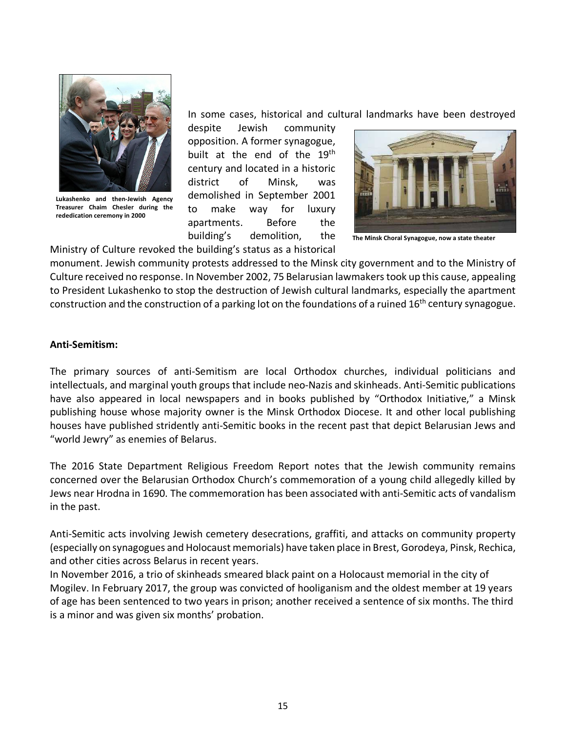Lukashenko and then-Jewish Agency Treasurer Chaim Chesler during the rededication ceremony in 2000

In some cases, historical and cultural landmarks have been destroyed despite Jewish community opposition. A former synagogue, built at the end of the 19th century and located in a historic district of Minsk, was demolished in September 2001 to make way for luxury apartments. Before the building's demolition, the Ministry of Culture revoked the building's status as a historical monument. Jewish community protests addressed to the Minsk city government and to the Ministry of Culture received no response. In November 2002, 75 Belarusian lawmakers took up this cause, appealing to President Lukashenko to stop the destruction of Jewish cultural landmarks, especially the apartment construction and the construction of a parking lot on the foundations of a ruined 16th century synagogue.

The Minsk Choral Synagogue, now a state theater

**Anti-Semitism:**

The primary sources of anti-Semitism are local Orthodox churches, individual politicians and intellectuals, and marginal youth groups that include neo-Nazis and skinheads. Anti-Semitic publications have also appeared in local newspapers and in books published by "Orthodox Initiative," a Minsk publishing house whose majority owner is the Minsk Orthodox Diocese. It and other local publishing houses have published stridently anti-Semitic books in the recent past that depict Belarusian Jews and "world Jewry" as enemies of Belarus.

The 2016 State Department Religious Freedom Report notes that the Jewish community remains concerned over the Belarusian Orthodox Church's commemoration of a young child allegedly killed by Jews near Hrodna in 1690. The commemoration has been associated with anti-Semitic acts of vandalism in the past.

Anti-Semitic acts involving Jewish cemetery desecrations, graffiti, and attacks on community property (especially on synagogues and Holocaust memorials) have taken place in Brest, Gorodeya, Pinsk, Rechica, and other cities across Belarus in recent years.

In November 2016, a trio of skinheads smeared black paint on a Holocaust memorial in the city of Mogilev. In February 2017, the group was convicted of hooliganism and the oldest member at 19 years of age has been sentenced to two years in prison; another received a sentence of six months. The third is a minor and was given six months' probation.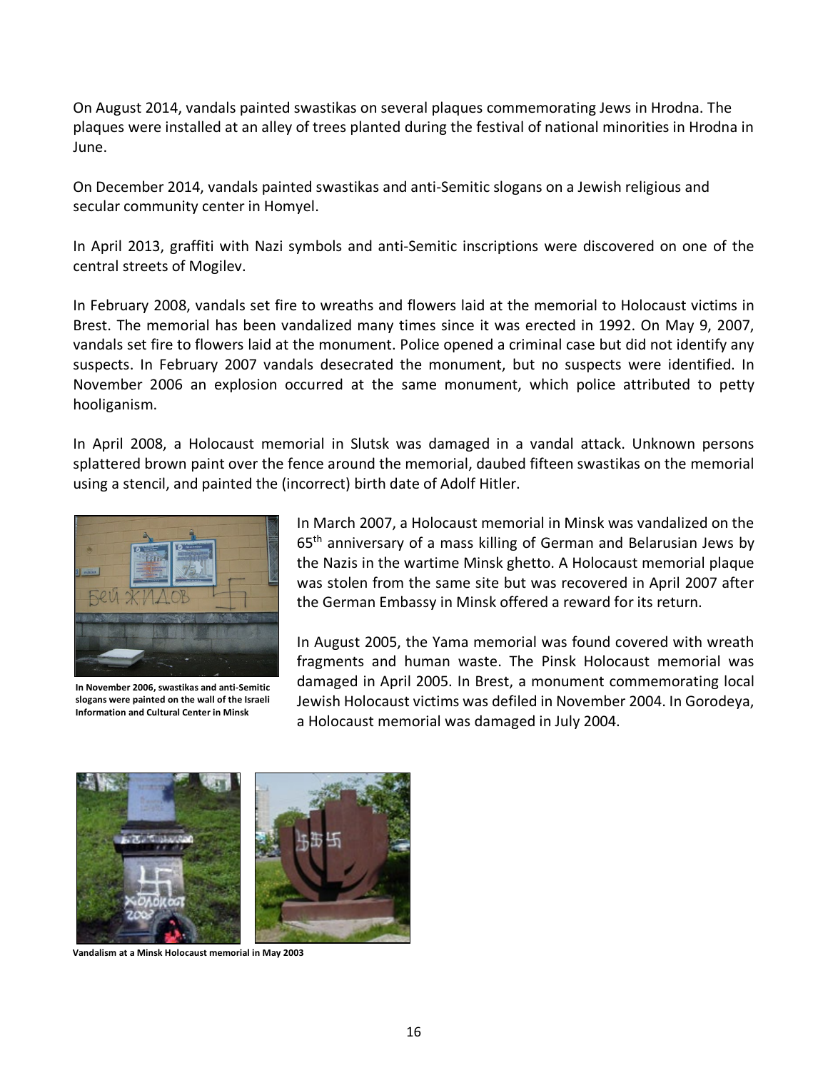On August 2014, vandals painted swastikas on several plaques commemorating Jews in Hrodna. The plaques were installed at an alley of trees planted during the festival of national minorities in Hrodna in June.

On December 2014, vandals painted swastikas and anti-Semitic slogans on a Jewish religious and secular community center in Homyel.

In April 2013, graffiti with Nazi symbols and anti-Semitic inscriptions were discovered on one of the central streets of Mogilev.

In February 2008, vandals set fire to wreaths and flowers laid at the memorial to Holocaust victims in Brest. The memorial has been vandalized many times since it was erected in 1992. On May 9, 2007, vandals set fire to flowers laid at the monument. Police opened a criminal case but did not identify any suspects. In February 2007 vandals desecrated the monument, but no suspects were identified. In November 2006 an explosion occurred at the same monument, which police attributed to petty hooliganism.

In April 2008, a Holocaust memorial in Slutsk was damaged in a vandal attack. Unknown persons splattered brown paint over the fence around the memorial, daubed fifteen swastikas on the memorial using a stencil, and painted the (incorrect) birth date of Adolf Hitler.

**In November 2006, swastikas and anti-Semitic slogans were painted on the wall of the Israeli Information and Cultural Center in Minsk**

In March 2007, a Holocaust memorial in Minsk was vandalized on the 65th anniversary of a mass killing of German and Belarusian Jews by the Nazis in the wartime Minsk ghetto. A Holocaust memorial plaque was stolen from the same site but was recovered in April 2007 after the German Embassy in Minsk offered a reward for its return.

In August 2005, the Yama memorial was found covered with wreath fragments and human waste. The Pinsk Holocaust memorial was damaged in April 2005. In Brest, a monument commemorating local Jewish Holocaust victims was defiled in November 2004. In Gorodeya, a Holocaust memorial was damaged in July 2004.

**Vandalism at a Minsk Holocaust memorial in May 2003**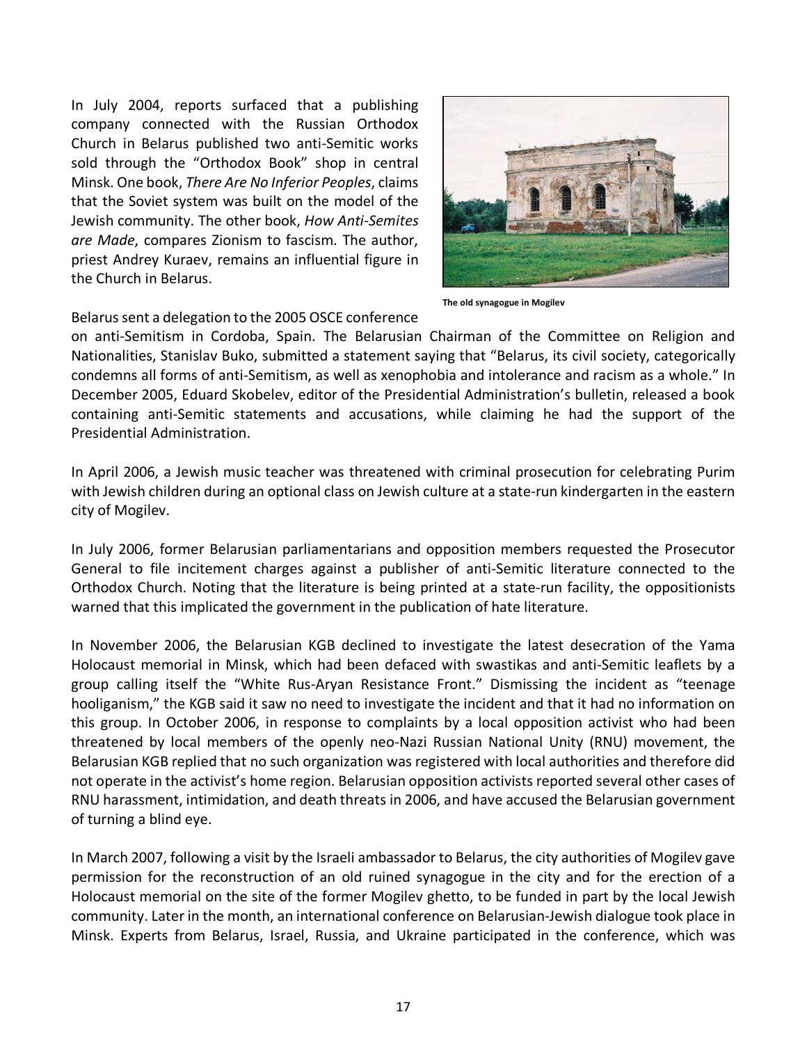In July 2004, reports surfaced that a publishing company connected with the Russian Orthodox Church in Belarus published two anti-Semitic works sold through the "Orthodox Book" shop in central Minsk. One book, *There Are No Inferior Peoples*, claims that the Soviet system was built on the model of the Jewish community. The other book, *How Anti-Semites are Made*, compares Zionism to fascism. The author, priest Andrey Kuraev, remains an influential figure in the Church in Belarus.

The old synagogue in Mogilev

Belarus sent a delegation to the 2005 OSCE conference on anti-Semitism in Cordoba, Spain. The Belarusian Chairman of the Committee on Religion and Nationalities, Stanislav Buko, submitted a statement saying that "Belarus, its civil society, categorically condemns all forms of anti-Semitism, as well as xenophobia and intolerance and racism as a whole." In December 2005, Eduard Skobelev, editor of the Presidential Administration's bulletin, released a book containing anti-Semitic statements and accusations, while claiming he had the support of the Presidential Administration.

In April 2006, a Jewish music teacher was threatened with criminal prosecution for celebrating Purim with Jewish children during an optional class on Jewish culture at a state-run kindergarten in the eastern city of Mogilev.

In July 2006, former Belarusian parliamentarians and opposition members requested the Prosecutor General to file incitement charges against a publisher of anti-Semitic literature connected to the Orthodox Church. Noting that the literature is being printed at a state-run facility, the oppositionists warned that this implicated the government in the publication of hate literature.

In November 2006, the Belarusian KGB declined to investigate the latest desecration of the Yama Holocaust memorial in Minsk, which had been defaced with swastikas and anti-Semitic leaflets by a group calling itself the "White Rus-Aryan Resistance Front." Dismissing the incident as "teenage hooliganism," the KGB said it saw no need to investigate the incident and that it had no information on this group. In October 2006, in response to complaints by a local opposition activist who had been threatened by local members of the openly neo-Nazi Russian National Unity (RNU) movement, the Belarusian KGB replied that no such organization was registered with local authorities and therefore did not operate in the activist's home region. Belarusian opposition activists reported several other cases of RNU harassment, intimidation, and death threats in 2006, and have accused the Belarusian government of turning a blind eye.

In March 2007, following a visit by the Israeli ambassador to Belarus, the city authorities of Mogilev gave permission for the reconstruction of an old ruined synagogue in the city and for the erection of a Holocaust memorial on the site of the former Mogilev ghetto, to be funded in part by the local Jewish community. Later in the month, an international conference on Belarusian-Jewish dialogue took place in Minsk. Experts from Belarus, Israel, Russia, and Ukraine participated in the conference, which was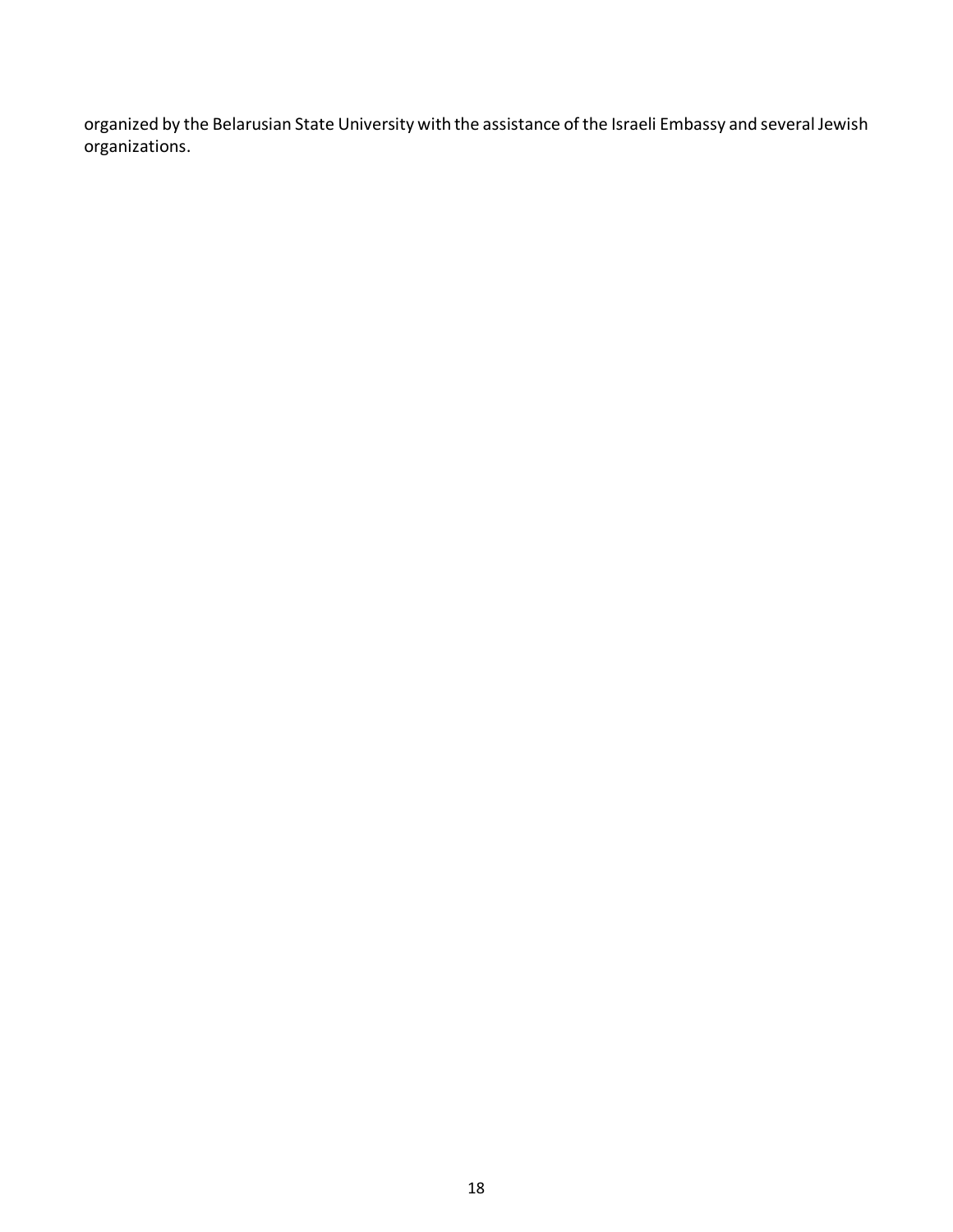organized by the Belarusian State University with the assistance of the Israeli Embassy and several Jewish organizations.